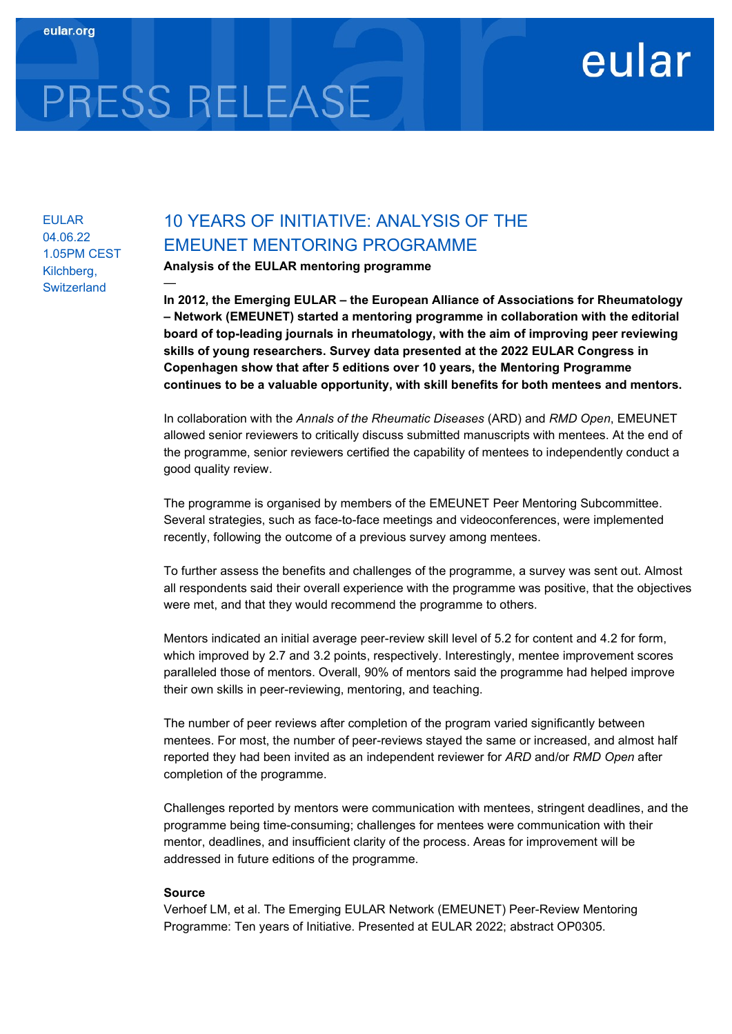eular.org

# PRESS RELEASE

eular

EULAR
04.06.22
1.05PM CEST
Kilchberg, Switzerland

## 10 YEARS OF INITIATIVE: ANALYSIS OF THE EMEUNET MENTORING PROGRAMME

**Analysis of the EULAR mentoring programme**

—

**In 2012, the Emerging EULAR – the European Alliance of Associations for Rheumatology – Network (EMEUNET) started a mentoring programme in collaboration with the editorial board of top-leading journals in rheumatology, with the aim of improving peer reviewing skills of young researchers. Survey data presented at the 2022 EULAR Congress in Copenhagen show that after 5 editions over 10 years, the Mentoring Programme continues to be a valuable opportunity, with skill benefits for both mentees and mentors.**

In collaboration with the *Annals of the Rheumatic Diseases* (ARD) and *RMD Open*, EMEUNET allowed senior reviewers to critically discuss submitted manuscripts with mentees. At the end of the programme, senior reviewers certified the capability of mentees to independently conduct a good quality review.

The programme is organised by members of the EMEUNET Peer Mentoring Subcommittee. Several strategies, such as face-to-face meetings and videoconferences, were implemented recently, following the outcome of a previous survey among mentees.

To further assess the benefits and challenges of the programme, a survey was sent out. Almost all respondents said their overall experience with the programme was positive, that the objectives were met, and that they would recommend the programme to others.

Mentors indicated an initial average peer-review skill level of 5.2 for content and 4.2 for form, which improved by 2.7 and 3.2 points, respectively. Interestingly, mentee improvement scores paralleled those of mentors. Overall, 90% of mentors said the programme had helped improve their own skills in peer-reviewing, mentoring, and teaching.

The number of peer reviews after completion of the program varied significantly between mentees. For most, the number of peer-reviews stayed the same or increased, and almost half reported they had been invited as an independent reviewer for *ARD* and/or *RMD Open* after completion of the programme.

Challenges reported by mentors were communication with mentees, stringent deadlines, and the programme being time-consuming; challenges for mentees were communication with their mentor, deadlines, and insufficient clarity of the process. Areas for improvement will be addressed in future editions of the programme.

**Source**
Verhoef LM, et al. The Emerging EULAR Network (EMEUNET) Peer-Review Mentoring Programme: Ten years of Initiative. Presented at EULAR 2022; abstract OP0305.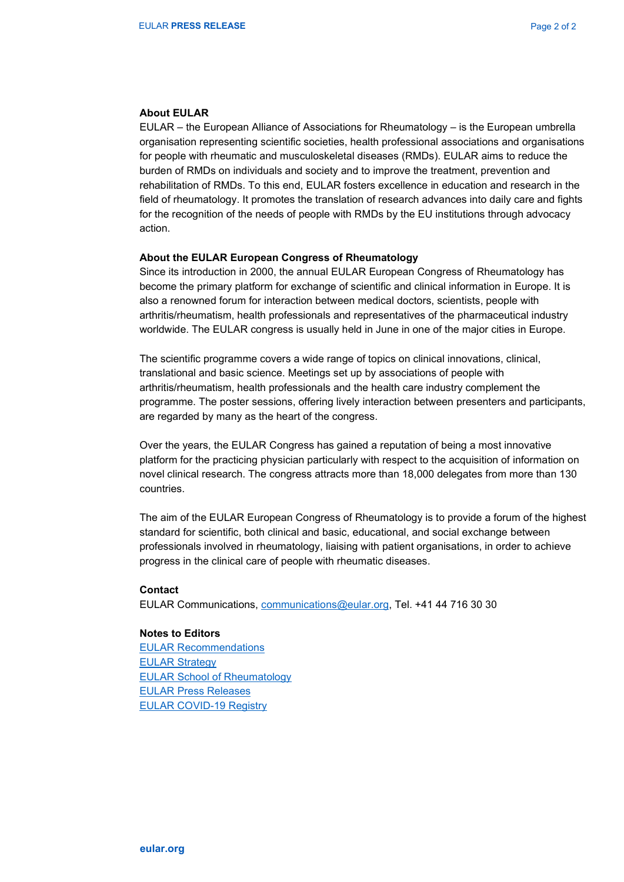**About EULAR**

EULAR – the European Alliance of Associations for Rheumatology – is the European umbrella organisation representing scientific societies, health professional associations and organisations for people with rheumatic and musculoskeletal diseases (RMDs). EULAR aims to reduce the burden of RMDs on individuals and society and to improve the treatment, prevention and rehabilitation of RMDs. To this end, EULAR fosters excellence in education and research in the field of rheumatology. It promotes the translation of research advances into daily care and fights for the recognition of the needs of people with RMDs by the EU institutions through advocacy action.

**About the EULAR European Congress of Rheumatology**

Since its introduction in 2000, the annual EULAR European Congress of Rheumatology has become the primary platform for exchange of scientific and clinical information in Europe. It is also a renowned forum for interaction between medical doctors, scientists, people with arthritis/rheumatism, health professionals and representatives of the pharmaceutical industry worldwide. The EULAR congress is usually held in June in one of the major cities in Europe.

The scientific programme covers a wide range of topics on clinical innovations, clinical, translational and basic science. Meetings set up by associations of people with arthritis/rheumatism, health professionals and the health care industry complement the programme. The poster sessions, offering lively interaction between presenters and participants, are regarded by many as the heart of the congress.

Over the years, the EULAR Congress has gained a reputation of being a most innovative platform for the practicing physician particularly with respect to the acquisition of information on novel clinical research. The congress attracts more than 18,000 delegates from more than 130 countries.

The aim of the EULAR European Congress of Rheumatology is to provide a forum of the highest standard for scientific, both clinical and basic, educational, and social exchange between professionals involved in rheumatology, liaising with patient organisations, in order to achieve progress in the clinical care of people with rheumatic diseases.

**Contact**

EULAR Communications, communications@eular.org, Tel. +41 44 716 30 30

**Notes to Editors**

EULAR Recommendations
EULAR Strategy
EULAR School of Rheumatology
EULAR Press Releases
EULAR COVID-19 Registry